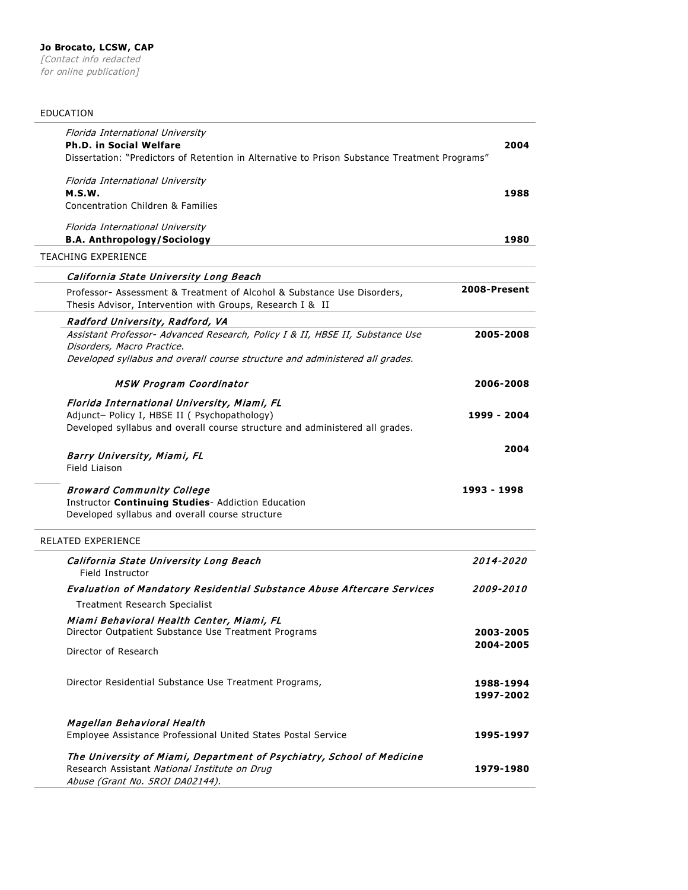**Jo Brocato, LCSW, CAP**
*[Contact info redacted for online publication]*

## EDUCATION

*Florida International University*
**Ph.D. in Social Welfare** — **2004**
Dissertation: "Predictors of Retention in Alternative to Prison Substance Treatment Programs"

*Florida International University*
**M.S.W.** — **1988**
Concentration Children & Families

*Florida International University*
**B.A. Anthropology/Sociology** — **1980**

## TEACHING EXPERIENCE

***California State University Long Beach***
Professor**-** Assessment & Treatment of Alcohol & Substance Use Disorders, Thesis Advisor, Intervention with Groups, Research I & II — **2008-Present**

***Radford University, Radford, VA***
*Assistant Professor**-** Advanced Research, Policy I & II, HBSE II, Substance Use Disorders, Macro Practice.* — **2005-2008**
*Developed syllabus and overall course structure and administered all grades.*

***MSW Program Coordinator*** — **2006-2008**

***Florida International University, Miami, FL***
Adjunct– Policy I, HBSE II ( Psychopathology) — **1999 - 2004**
Developed syllabus and overall course structure and administered all grades.

***Barry University, Miami, FL*** — **2004**
Field Liaison

***Broward Community College*** — **1993 - 1998**
Instructor **Continuing Studies**- Addiction Education
Developed syllabus and overall course structure

## RELATED EXPERIENCE

***California State University Long Beach*** — *2014-2020*
Field Instructor

***Evaluation of Mandatory Residential Substance Abuse Aftercare Services*** — *2009-2010*
Treatment Research Specialist

***Miami Behavioral Health Center, Miami, FL***
Director Outpatient Substance Use Treatment Programs — **2003-2005**
Director of Research — **2004-2005**

Director Residential Substance Use Treatment Programs, — **1988-1994**, **1997-2002**

***Magellan Behavioral Health***
Employee Assistance Professional United States Postal Service — **1995-1997**

***The University of Miami, Department of Psychiatry, School of Medicine***
Research Assistant *National Institute on Drug Abuse (Grant No. 5ROI DA02144).* — **1979-1980**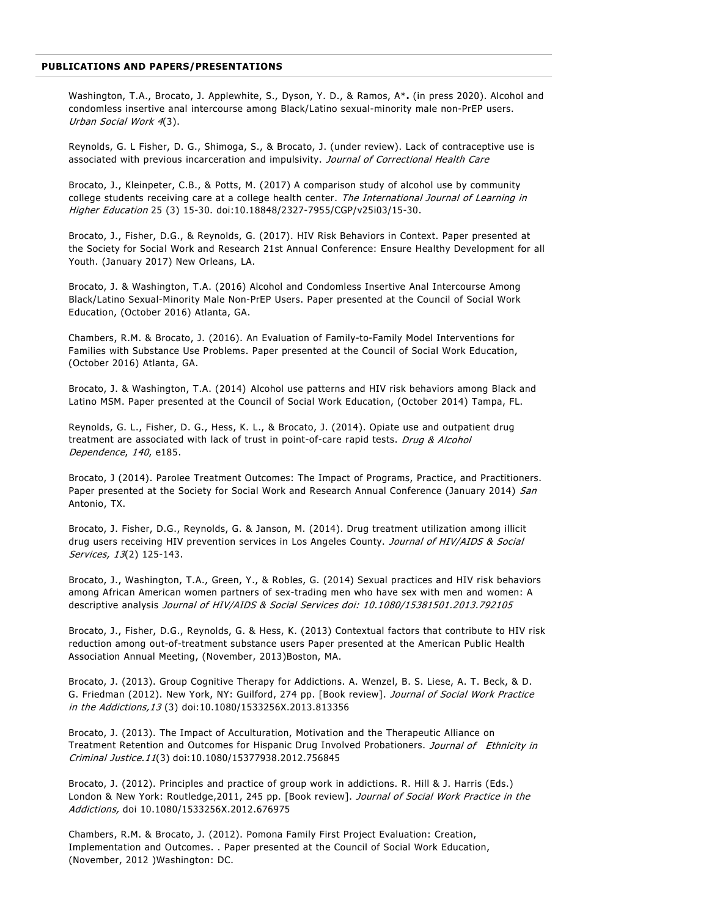## PUBLICATIONS AND PAPERS/PRESENTATIONS

Washington, T.A., Brocato, J. Applewhite, S., Dyson, Y. D., & Ramos, A***.** (in press 2020). Alcohol and condomless insertive anal intercourse among Black/Latino sexual-minority male non-PrEP users. *Urban Social Work 4*(3).

Reynolds, G. L Fisher, D. G., Shimoga, S., & Brocato, J. (under review). Lack of contraceptive use is associated with previous incarceration and impulsivity. *Journal of Correctional Health Care*

Brocato, J., Kleinpeter, C.B., & Potts, M. (2017) A comparison study of alcohol use by community college students receiving care at a college health center. *The International Journal of Learning in Higher Education* 25 (3) 15-30. doi:10.18848/2327-7955/CGP/v25i03/15-30.

Brocato, J., Fisher, D.G., & Reynolds, G. (2017). HIV Risk Behaviors in Context. Paper presented at the Society for Social Work and Research 21st Annual Conference: Ensure Healthy Development for all Youth. (January 2017) New Orleans, LA.

Brocato, J. & Washington, T.A. (2016) Alcohol and Condomless Insertive Anal Intercourse Among Black/Latino Sexual-Minority Male Non-PrEP Users. Paper presented at the Council of Social Work Education, (October 2016) Atlanta, GA.

Chambers, R.M. & Brocato, J. (2016). An Evaluation of Family-to-Family Model Interventions for Families with Substance Use Problems. Paper presented at the Council of Social Work Education, (October 2016) Atlanta, GA.

Brocato, J. & Washington, T.A. (2014) Alcohol use patterns and HIV risk behaviors among Black and Latino MSM. Paper presented at the Council of Social Work Education, (October 2014) Tampa, FL.

Reynolds, G. L., Fisher, D. G., Hess, K. L., & Brocato, J. (2014). Opiate use and outpatient drug treatment are associated with lack of trust in point-of-care rapid tests. *Drug & Alcohol Dependence*, *140*, e185.

Brocato, J (2014). Parolee Treatment Outcomes: The Impact of Programs, Practice, and Practitioners. Paper presented at the Society for Social Work and Research Annual Conference (January 2014) *San* Antonio, TX.

Brocato, J. Fisher, D.G., Reynolds, G. & Janson, M. (2014). Drug treatment utilization among illicit drug users receiving HIV prevention services in Los Angeles County. *Journal of HIV/AIDS & Social Services, 13*(2) 125-143.

Brocato, J., Washington, T.A., Green, Y., & Robles, G. (2014) Sexual practices and HIV risk behaviors among African American women partners of sex-trading men who have sex with men and women: A descriptive analysis *Journal of HIV/AIDS & Social Services doi: 10.1080/15381501.2013.792105*

Brocato, J., Fisher, D.G., Reynolds, G. & Hess, K. (2013) Contextual factors that contribute to HIV risk reduction among out-of-treatment substance users Paper presented at the American Public Health Association Annual Meeting, (November, 2013)Boston, MA.

Brocato, J. (2013). Group Cognitive Therapy for Addictions. A. Wenzel, B. S. Liese, A. T. Beck, & D. G. Friedman (2012). New York, NY: Guilford, 274 pp. [Book review]. *Journal of Social Work Practice in the Addictions,13* (3) doi:10.1080/1533256X.2013.813356

Brocato, J. (2013). The Impact of Acculturation, Motivation and the Therapeutic Alliance on Treatment Retention and Outcomes for Hispanic Drug Involved Probationers. *Journal of Ethnicity in Criminal Justice.11*(3) doi:10.1080/15377938.2012.756845

Brocato, J. (2012). Principles and practice of group work in addictions. R. Hill & J. Harris (Eds.) London & New York: Routledge,2011, 245 pp. [Book review]. *Journal of Social Work Practice in the Addictions,* doi 10.1080/1533256X.2012.676975

Chambers, R.M. & Brocato, J. (2012). Pomona Family First Project Evaluation: Creation, Implementation and Outcomes. . Paper presented at the Council of Social Work Education, (November, 2012 )Washington: DC.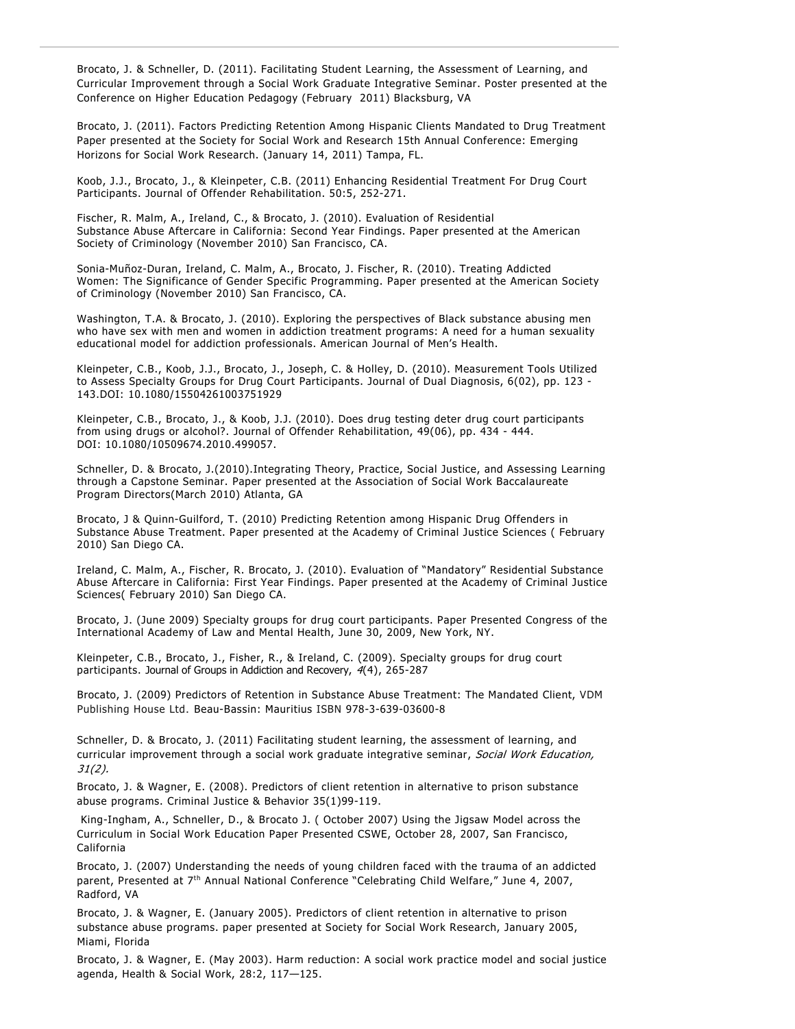Brocato, J. & Schneller, D. (2011). Facilitating Student Learning, the Assessment of Learning, and Curricular Improvement through a Social Work Graduate Integrative Seminar. Poster presented at the Conference on Higher Education Pedagogy (February 2011) Blacksburg, VA

Brocato, J. (2011). Factors Predicting Retention Among Hispanic Clients Mandated to Drug Treatment Paper presented at the Society for Social Work and Research 15th Annual Conference: Emerging Horizons for Social Work Research. (January 14, 2011) Tampa, FL.

Koob, J.J., Brocato, J., & Kleinpeter, C.B. (2011) Enhancing Residential Treatment For Drug Court Participants. Journal of Offender Rehabilitation. 50:5, 252-271.

Fischer, R. Malm, A., Ireland, C., & Brocato, J. (2010). Evaluation of Residential Substance Abuse Aftercare in California: Second Year Findings. Paper presented at the American Society of Criminology (November 2010) San Francisco, CA.

Sonia-Muñoz-Duran, Ireland, C. Malm, A., Brocato, J. Fischer, R. (2010). Treating Addicted Women: The Significance of Gender Specific Programming. Paper presented at the American Society of Criminology (November 2010) San Francisco, CA.

Washington, T.A. & Brocato, J. (2010). Exploring the perspectives of Black substance abusing men who have sex with men and women in addiction treatment programs: A need for a human sexuality educational model for addiction professionals. American Journal of Men's Health.

Kleinpeter, C.B., Koob, J.J., Brocato, J., Joseph, C. & Holley, D. (2010). Measurement Tools Utilized to Assess Specialty Groups for Drug Court Participants. Journal of Dual Diagnosis, 6(02), pp. 123 - 143.DOI: 10.1080/15504261003751929

Kleinpeter, C.B., Brocato, J., & Koob, J.J. (2010). Does drug testing deter drug court participants from using drugs or alcohol?. Journal of Offender Rehabilitation, 49(06), pp. 434 - 444. DOI: 10.1080/10509674.2010.499057.

Schneller, D. & Brocato, J.(2010).Integrating Theory, Practice, Social Justice, and Assessing Learning through a Capstone Seminar. Paper presented at the Association of Social Work Baccalaureate Program Directors(March 2010) Atlanta, GA

Brocato, J & Quinn-Guilford, T. (2010) Predicting Retention among Hispanic Drug Offenders in Substance Abuse Treatment. Paper presented at the Academy of Criminal Justice Sciences ( February 2010) San Diego CA.

Ireland, C. Malm, A., Fischer, R. Brocato, J. (2010). Evaluation of "Mandatory" Residential Substance Abuse Aftercare in California: First Year Findings. Paper presented at the Academy of Criminal Justice Sciences( February 2010) San Diego CA.

Brocato, J. (June 2009) Specialty groups for drug court participants. Paper Presented Congress of the International Academy of Law and Mental Health, June 30, 2009, New York, NY.

Kleinpeter, C.B., Brocato, J., Fisher, R., & Ireland, C. (2009). Specialty groups for drug court participants. Journal of Groups in Addiction and Recovery, *4*(4), 265-287

Brocato, J. (2009) Predictors of Retention in Substance Abuse Treatment: The Mandated Client, VDM Publishing House Ltd. Beau-Bassin: Mauritius ISBN 978-3-639-03600-8

Schneller, D. & Brocato, J. (2011) Facilitating student learning, the assessment of learning, and curricular improvement through a social work graduate integrative seminar, *Social Work Education, 31(2).*

Brocato, J. & Wagner, E. (2008). Predictors of client retention in alternative to prison substance abuse programs. Criminal Justice & Behavior 35(1)99-119.

King-Ingham, A., Schneller, D., & Brocato J. ( October 2007) Using the Jigsaw Model across the Curriculum in Social Work Education Paper Presented CSWE, October 28, 2007, San Francisco, California

Brocato, J. (2007) Understanding the needs of young children faced with the trauma of an addicted parent, Presented at 7th Annual National Conference "Celebrating Child Welfare," June 4, 2007, Radford, VA

Brocato, J. & Wagner, E. (January 2005). Predictors of client retention in alternative to prison substance abuse programs. paper presented at Society for Social Work Research, January 2005, Miami, Florida

Brocato, J. & Wagner, E. (May 2003). Harm reduction: A social work practice model and social justice agenda, Health & Social Work, 28:2, 117—125.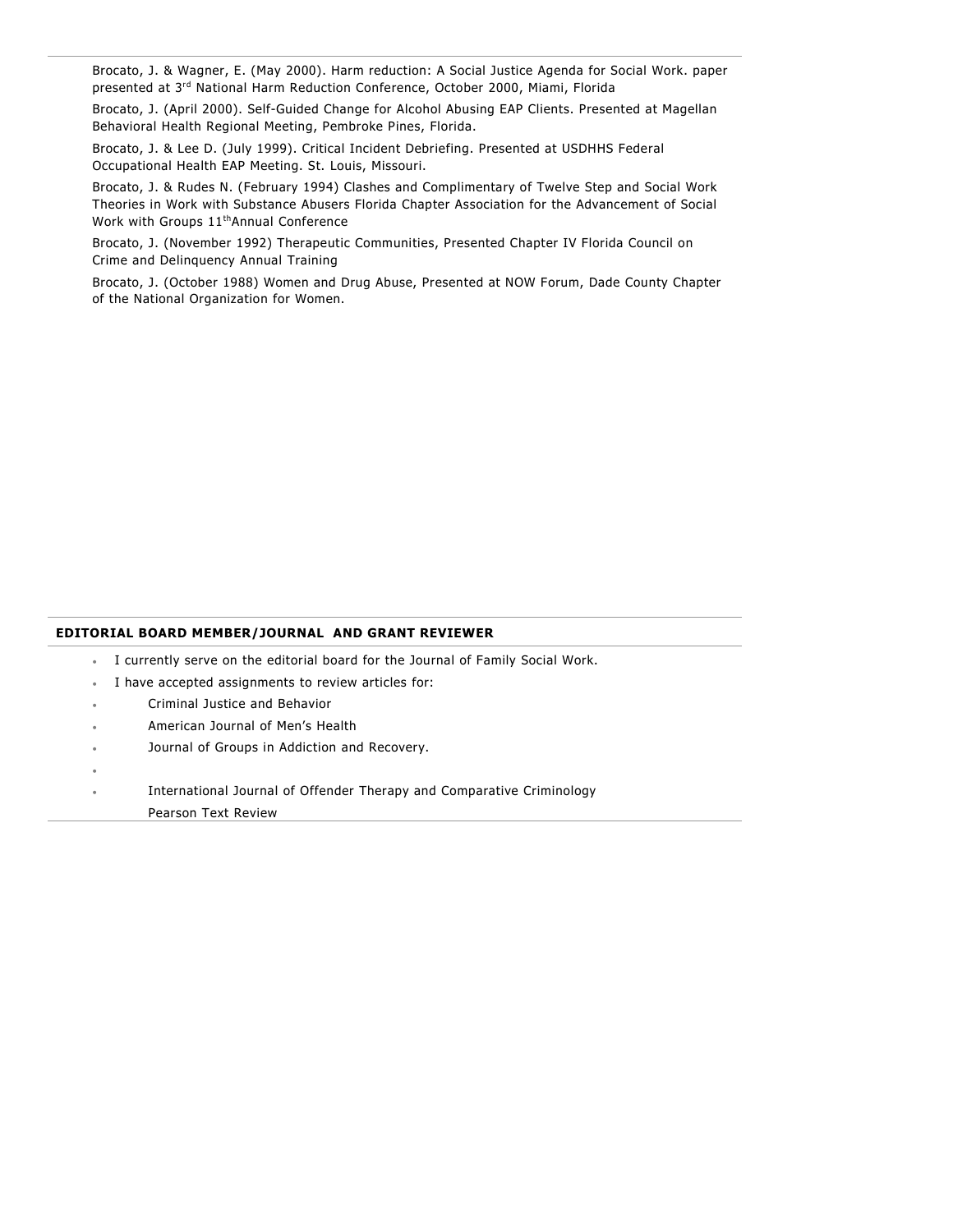Brocato, J. & Wagner, E. (May 2000). Harm reduction: A Social Justice Agenda for Social Work. paper presented at 3rd National Harm Reduction Conference, October 2000, Miami, Florida

Brocato, J. (April 2000). Self-Guided Change for Alcohol Abusing EAP Clients. Presented at Magellan Behavioral Health Regional Meeting, Pembroke Pines, Florida.

Brocato, J. & Lee D. (July 1999). Critical Incident Debriefing. Presented at USDHHS Federal Occupational Health EAP Meeting. St. Louis, Missouri.

Brocato, J. & Rudes N. (February 1994) Clashes and Complimentary of Twelve Step and Social Work Theories in Work with Substance Abusers Florida Chapter Association for the Advancement of Social Work with Groups 11thAnnual Conference

Brocato, J. (November 1992) Therapeutic Communities, Presented Chapter IV Florida Council on Crime and Delinquency Annual Training

Brocato, J. (October 1988) Women and Drug Abuse, Presented at NOW Forum, Dade County Chapter of the National Organization for Women.

## EDITORIAL BOARD MEMBER/JOURNAL AND GRANT REVIEWER

- I currently serve on the editorial board for the Journal of Family Social Work.
- I have accepted assignments to review articles for:
- Criminal Justice and Behavior
- American Journal of Men's Health
- Journal of Groups in Addiction and Recovery.
- 
- International Journal of Offender Therapy and Comparative Criminology

  Pearson Text Review